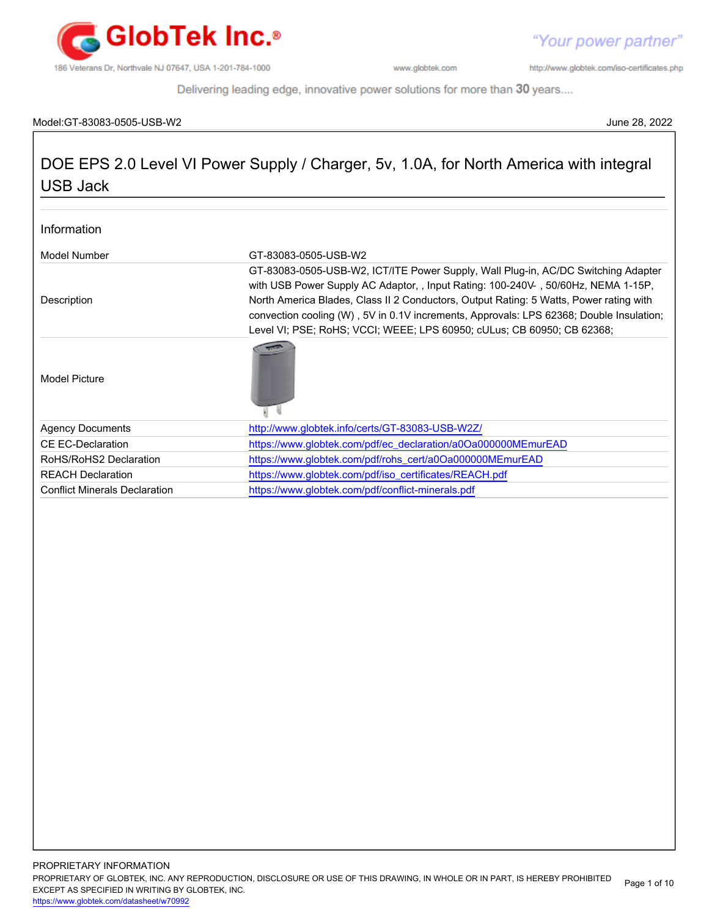GlobTek Inc.®

186 Veterans Dr, Northvale NJ 07647, USA 1-201-784-1000 www.globtek.com http://www.globtek.com/iso-certificates.php

"Your power partner"

Delivering leading edge, innovative power solutions for more than 30 years....

Model:GT-83083-0505-USB-W2 June 28, 2022

# DOE EPS 2.0 Level VI Power Supply / Charger, 5v, 1.0A, for North America with integral USB Jack

## Information

| | |
|---|---|
| Model Number | GT-83083-0505-USB-W2 |
| Description | GT-83083-0505-USB-W2, ICT/ITE Power Supply, Wall Plug-in, AC/DC Switching Adapter with USB Power Supply AC Adaptor, , Input Rating: 100-240V~ , 50/60Hz, NEMA 1-15P, North America Blades, Class II 2 Conductors, Output Rating: 5 Watts, Power rating with convection cooling (W) , 5V in 0.1V increments, Approvals: LPS 62368; Double Insulation; Level VI; PSE; RoHS; VCCI; WEEE; LPS 60950; cULus; CB 60950; CB 62368; |
| Model Picture | |
| Agency Documents | http://www.globtek.info/certs/GT-83083-USB-W2Z/ |
| CE EC-Declaration | https://www.globtek.com/pdf/ec_declaration/a0Oa000000MEmurEAD |
| RoHS/RoHS2 Declaration | https://www.globtek.com/pdf/rohs_cert/a0Oa000000MEmurEAD |
| REACH Declaration | https://www.globtek.com/pdf/iso_certificates/REACH.pdf |
| Conflict Minerals Declaration | https://www.globtek.com/pdf/conflict-minerals.pdf |

PROPRIETARY INFORMATION
PROPRIETARY OF GLOBTEK, INC. ANY REPRODUCTION, DISCLOSURE OR USE OF THIS DRAWING, IN WHOLE OR IN PART, IS HEREBY PROHIBITED EXCEPT AS SPECIFIED IN WRITING BY GLOBTEK, INC.
https://www.globtek.com/datasheet/w70992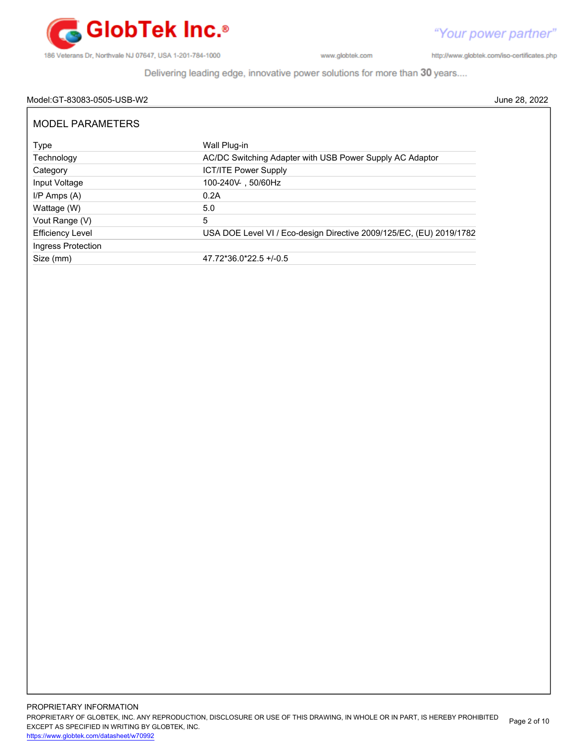Model:GT-83083-0505-USB-W2 June 28, 2022

## MODEL PARAMETERS

| | |
|---|---|
| Type | Wall Plug-in |
| Technology | AC/DC Switching Adapter with USB Power Supply AC Adaptor |
| Category | ICT/ITE Power Supply |
| Input Voltage | 100-240V~ , 50/60Hz |
| I/P Amps (A) | 0.2A |
| Wattage (W) | 5.0 |
| Vout Range (V) | 5 |
| Efficiency Level | USA DOE Level VI / Eco-design Directive 2009/125/EC, (EU) 2019/1782 |
| Ingress Protection | |
| Size (mm) | 47.72*36.0*22.5 +/-0.5 |

PROPRIETARY INFORMATION
PROPRIETARY OF GLOBTEK, INC. ANY REPRODUCTION, DISCLOSURE OR USE OF THIS DRAWING, IN WHOLE OR IN PART, IS HEREBY PROHIBITED EXCEPT AS SPECIFIED IN WRITING BY GLOBTEK, INC.
https://www.globtek.com/datasheet/w70992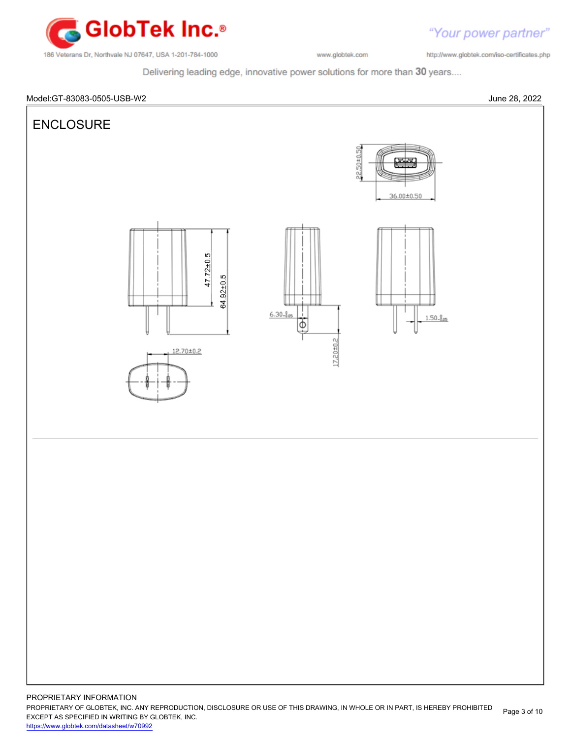Model:GT-83083-0505-USB-W2

June 28, 2022

# ENCLOSURE

22.50±0.50

36.00±0.50

47.72±0.5

64.92±0.5

6.30

1.50

17.20±0.2

12.70±0.2

PROPRIETARY INFORMATION

PROPRIETARY OF GLOBTEK, INC. ANY REPRODUCTION, DISCLOSURE OR USE OF THIS DRAWING, IN WHOLE OR IN PART, IS HEREBY PROHIBITED EXCEPT AS SPECIFIED IN WRITING BY GLOBTEK, INC.

https://www.globtek.com/datasheet/w70992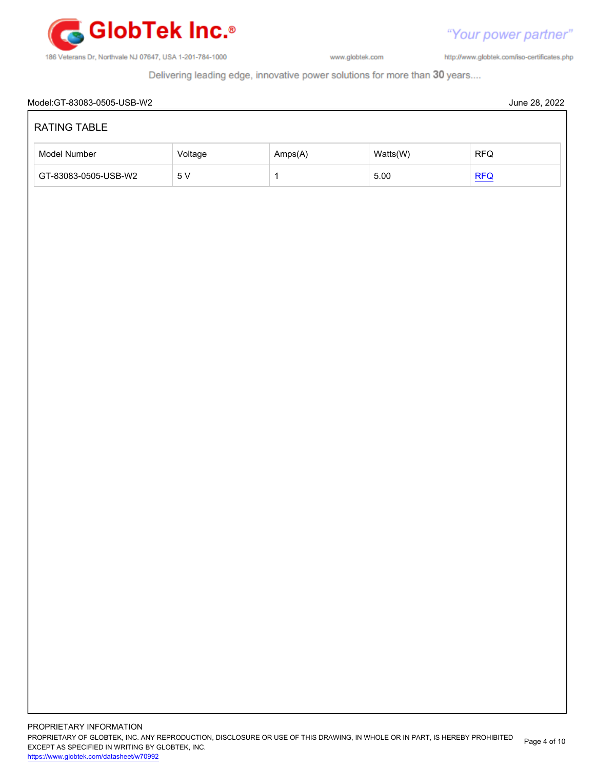Model:GT-83083-0505-USB-W2

June 28, 2022

## RATING TABLE

| Model Number | Voltage | Amps(A) | Watts(W) | RFQ |
| --- | --- | --- | --- | --- |
| GT-83083-0505-USB-W2 | 5 V | 1 | 5.00 | RFQ |

PROPRIETARY INFORMATION

PROPRIETARY OF GLOBTEK, INC. ANY REPRODUCTION, DISCLOSURE OR USE OF THIS DRAWING, IN WHOLE OR IN PART, IS HEREBY PROHIBITED EXCEPT AS SPECIFIED IN WRITING BY GLOBTEK, INC.

https://www.globtek.com/datasheet/w70992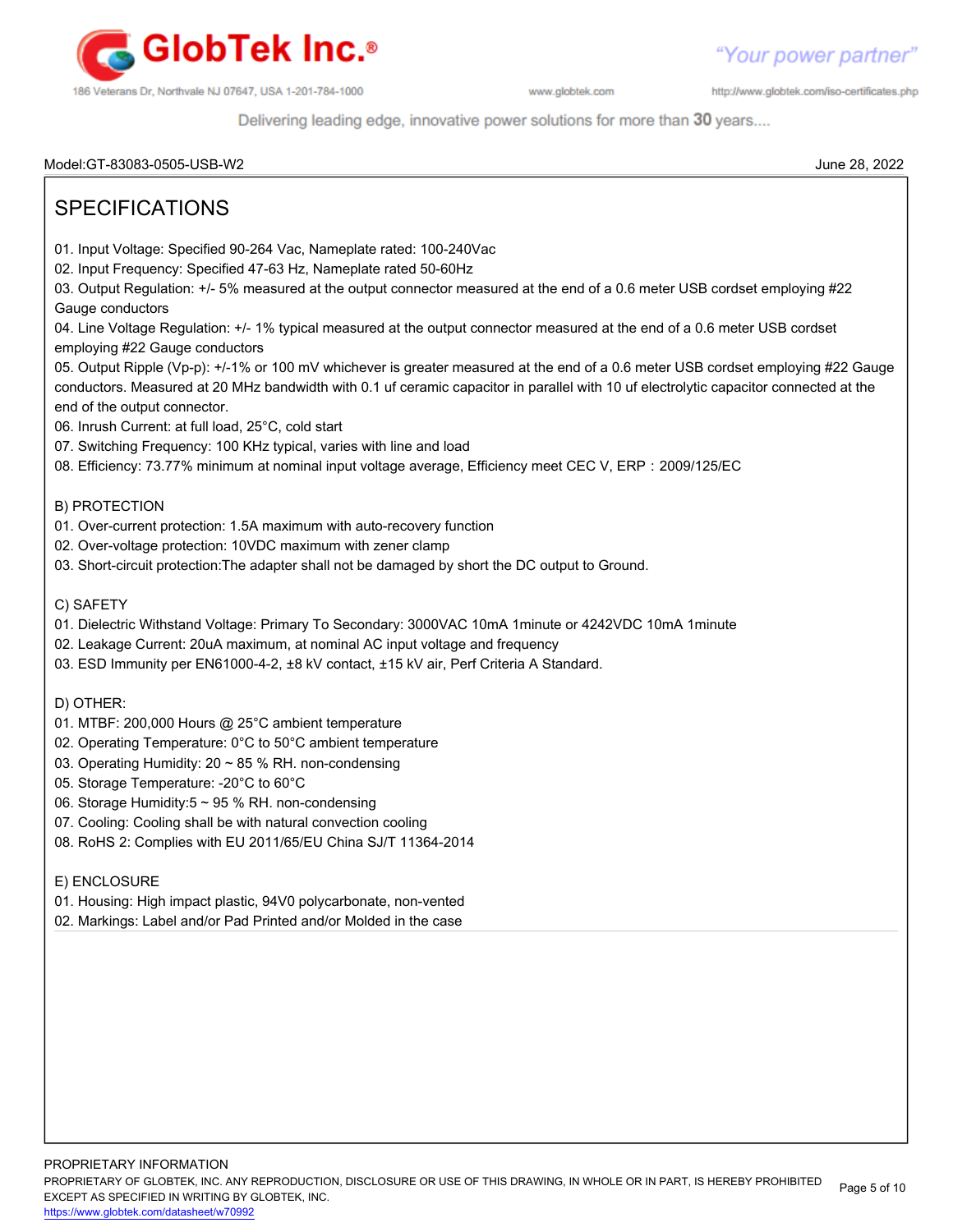Model:GT-83083-0505-USB-W2 June 28, 2022

# SPECIFICATIONS

01. Input Voltage: Specified 90-264 Vac, Nameplate rated: 100-240Vac
02. Input Frequency: Specified 47-63 Hz, Nameplate rated 50-60Hz
03. Output Regulation: +/- 5% measured at the output connector measured at the end of a 0.6 meter USB cordset employing #22 Gauge conductors
04. Line Voltage Regulation: +/- 1% typical measured at the output connector measured at the end of a 0.6 meter USB cordset employing #22 Gauge conductors
05. Output Ripple (Vp-p): +/-1% or 100 mV whichever is greater measured at the end of a 0.6 meter USB cordset employing #22 Gauge conductors. Measured at 20 MHz bandwidth with 0.1 uf ceramic capacitor in parallel with 10 uf electrolytic capacitor connected at the end of the output connector.
06. Inrush Current: at full load, 25°C, cold start
07. Switching Frequency: 100 KHz typical, varies with line and load
08. Efficiency: 73.77% minimum at nominal input voltage average, Efficiency meet CEC V, ERP：2009/125/EC

## B) PROTECTION

01. Over-current protection: 1.5A maximum with auto-recovery function
02. Over-voltage protection: 10VDC maximum with zener clamp
03. Short-circuit protection:The adapter shall not be damaged by short the DC output to Ground.

## C) SAFETY

01. Dielectric Withstand Voltage: Primary To Secondary: 3000VAC 10mA 1minute or 4242VDC 10mA 1minute
02. Leakage Current: 20uA maximum, at nominal AC input voltage and frequency
03. ESD Immunity per EN61000-4-2, ±8 kV contact, ±15 kV air, Perf Criteria A Standard.

## D) OTHER:

01. MTBF: 200,000 Hours @ 25°C ambient temperature
02. Operating Temperature: 0°C to 50°C ambient temperature
03. Operating Humidity: 20 ~ 85 % RH. non-condensing
05. Storage Temperature: -20°C to 60°C
06. Storage Humidity:5 ~ 95 % RH. non-condensing
07. Cooling: Cooling shall be with natural convection cooling
08. RoHS 2: Complies with EU 2011/65/EU China SJ/T 11364-2014

## E) ENCLOSURE

01. Housing: High impact plastic, 94V0 polycarbonate, non-vented
02. Markings: Label and/or Pad Printed and/or Molded in the case

PROPRIETARY INFORMATION
PROPRIETARY OF GLOBTEK, INC. ANY REPRODUCTION, DISCLOSURE OR USE OF THIS DRAWING, IN WHOLE OR IN PART, IS HEREBY PROHIBITED EXCEPT AS SPECIFIED IN WRITING BY GLOBTEK, INC.
https://www.globtek.com/datasheet/w70992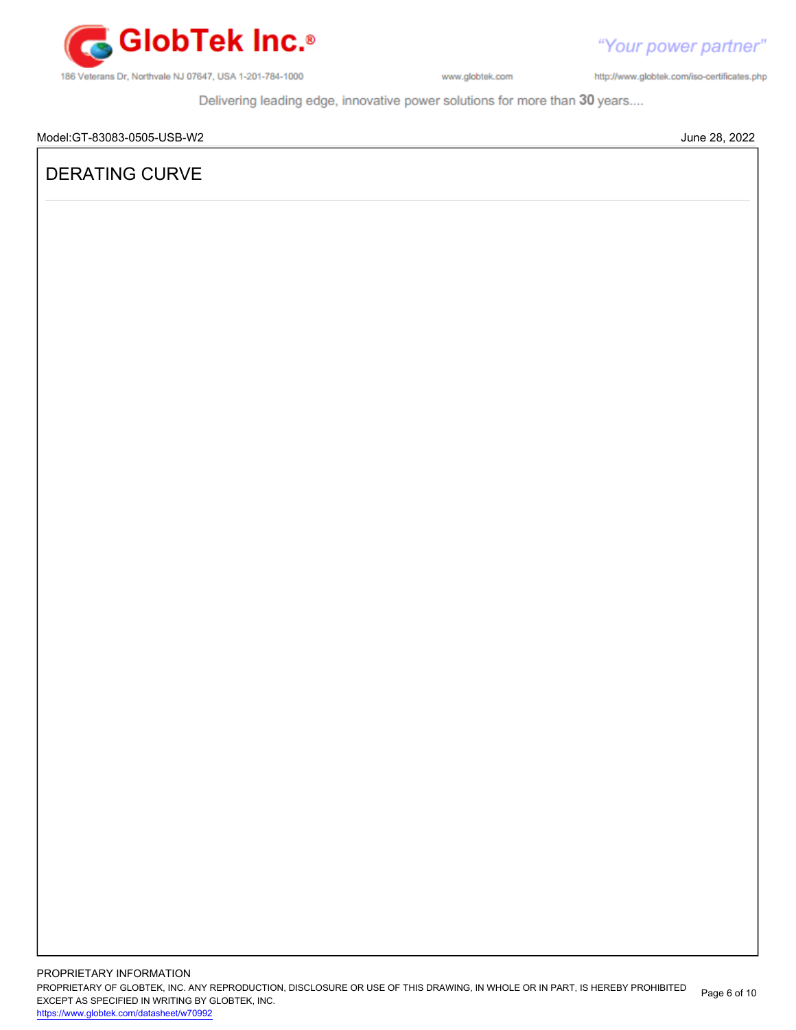Model:GT-83083-0505-USB-W2 June 28, 2022

# DERATING CURVE

PROPRIETARY INFORMATION

PROPRIETARY OF GLOBTEK, INC. ANY REPRODUCTION, DISCLOSURE OR USE OF THIS DRAWING, IN WHOLE OR IN PART, IS HEREBY PROHIBITED EXCEPT AS SPECIFIED IN WRITING BY GLOBTEK, INC.

https://www.globtek.com/datasheet/w70992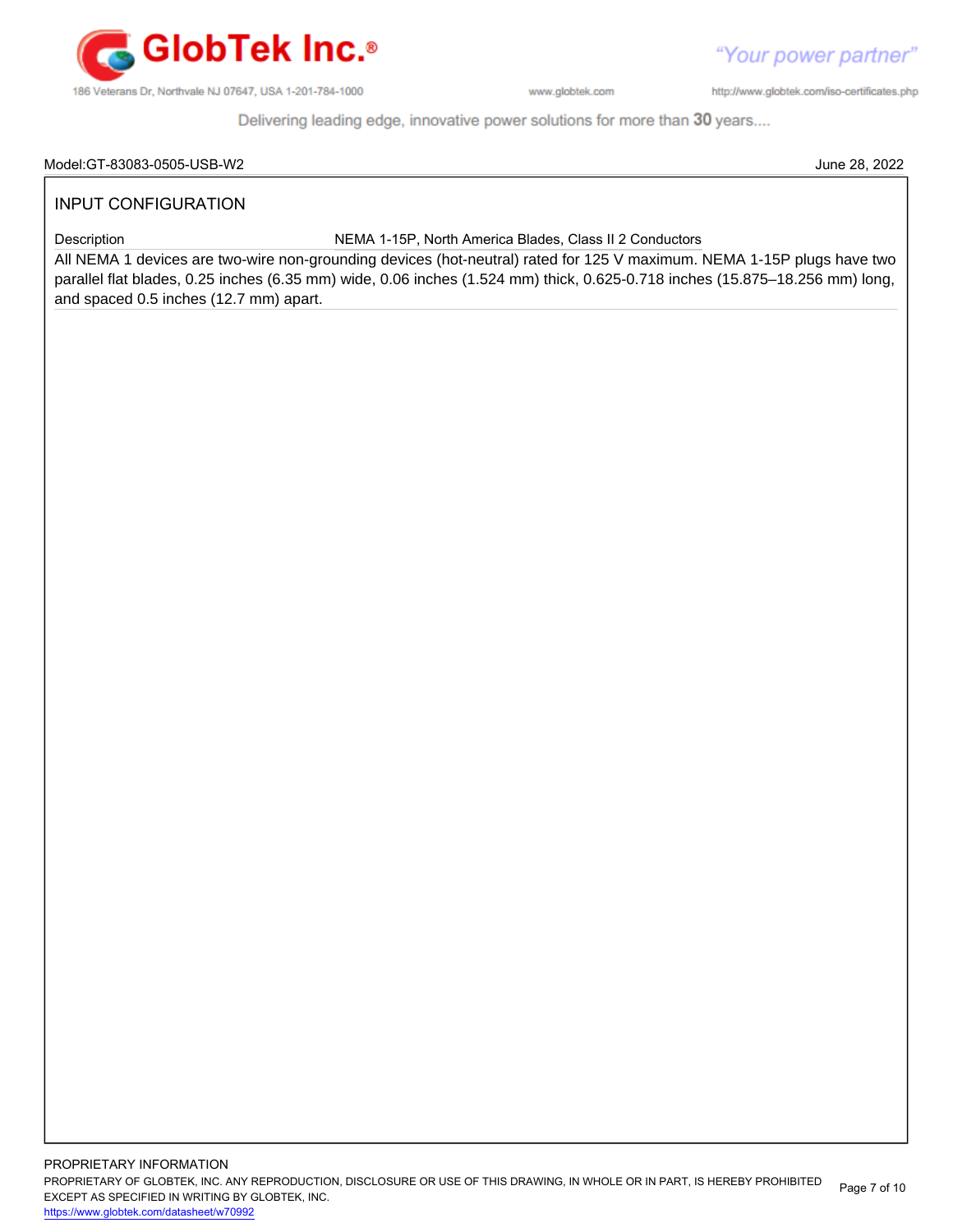Model:GT-83083-0505-USB-W2 June 28, 2022

## INPUT CONFIGURATION

| Description | NEMA 1-15P, North America Blades, Class II 2 Conductors |
|---|---|

All NEMA 1 devices are two-wire non-grounding devices (hot-neutral) rated for 125 V maximum. NEMA 1-15P plugs have two parallel flat blades, 0.25 inches (6.35 mm) wide, 0.06 inches (1.524 mm) thick, 0.625-0.718 inches (15.875–18.256 mm) long, and spaced 0.5 inches (12.7 mm) apart.

PROPRIETARY INFORMATION

PROPRIETARY OF GLOBTEK, INC. ANY REPRODUCTION, DISCLOSURE OR USE OF THIS DRAWING, IN WHOLE OR IN PART, IS HEREBY PROHIBITED EXCEPT AS SPECIFIED IN WRITING BY GLOBTEK, INC.

https://www.globtek.com/datasheet/w70992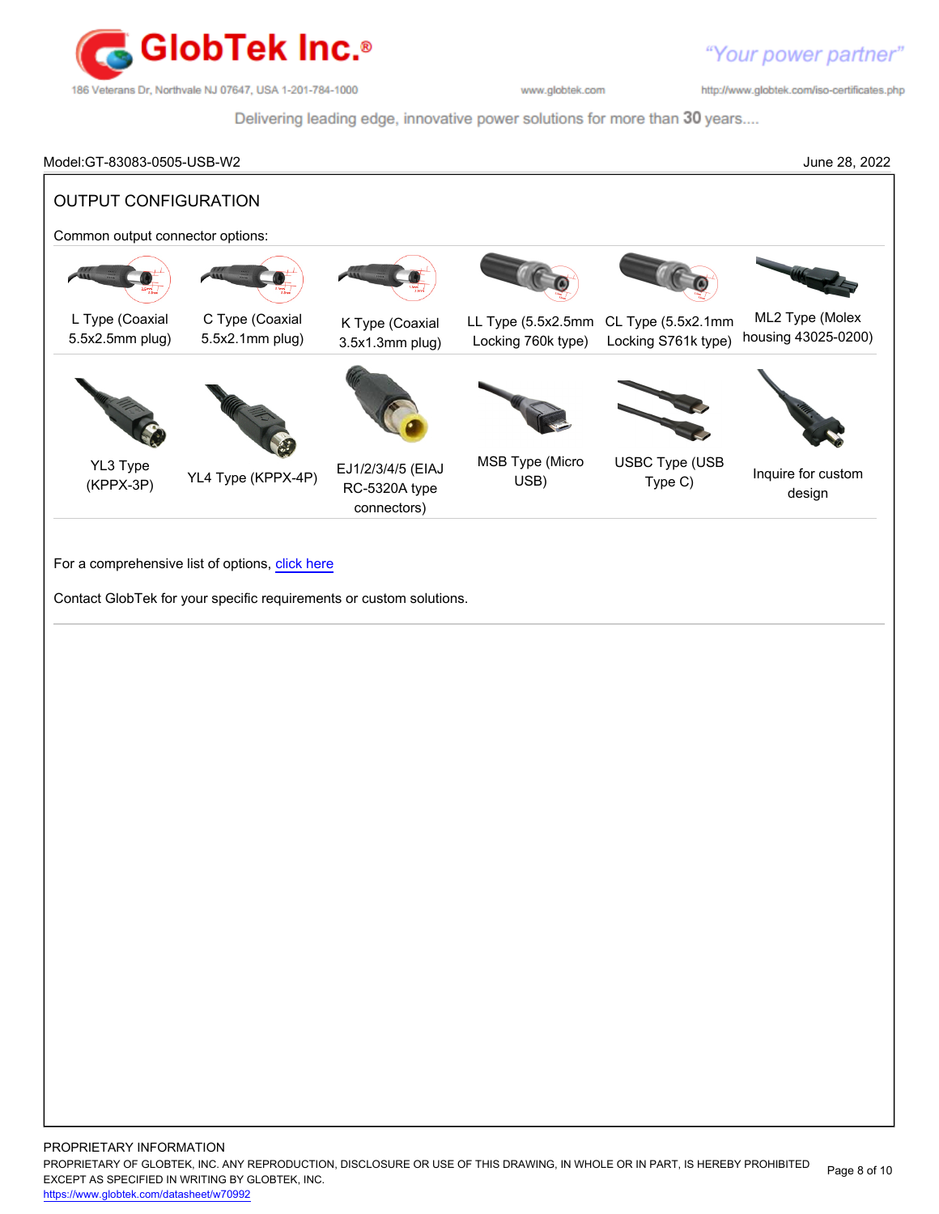Model:GT-83083-0505-USB-W2 June 28, 2022

## OUTPUT CONFIGURATION

Common output connector options:

| | | | | | |
|---|---|---|---|---|---|
| L Type (Coaxial 5.5x2.5mm plug) | C Type (Coaxial 5.5x2.1mm plug) | K Type (Coaxial 3.5x1.3mm plug) | LL Type (5.5x2.5mm Locking 760k type) | CL Type (5.5x2.1mm Locking S761k type) | ML2 Type (Molex housing 43025-0200) |
| YL3 Type (KPPX-3P) | YL4 Type (KPPX-4P) | EJ1/2/3/4/5 (EIAJ RC-5320A type connectors) | MSB Type (Micro USB) | USBC Type (USB Type C) | Inquire for custom design |

For a comprehensive list of options, click here

Contact GlobTek for your specific requirements or custom solutions.

PROPRIETARY INFORMATION
PROPRIETARY OF GLOBTEK, INC. ANY REPRODUCTION, DISCLOSURE OR USE OF THIS DRAWING, IN WHOLE OR IN PART, IS HEREBY PROHIBITED EXCEPT AS SPECIFIED IN WRITING BY GLOBTEK, INC.
https://www.globtek.com/datasheet/w70992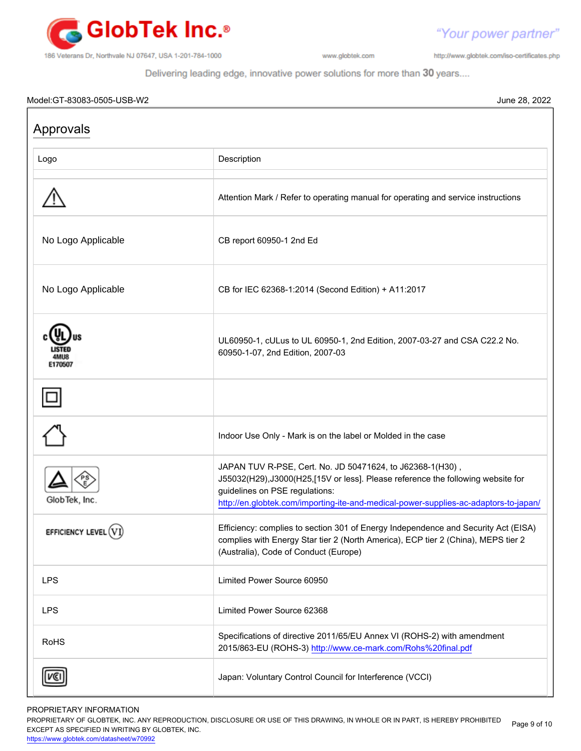Model:GT-83083-0505-USB-W2 June 28, 2022

## Approvals

| Logo | Description |
|---|---|
| | |
| ⚠ | Attention Mark / Refer to operating manual for operating and service instructions |
| No Logo Applicable | CB report 60950-1 2nd Ed |
| No Logo Applicable | CB for IEC 62368-1:2014 (Second Edition) + A11:2017 |
| c UL us LISTED 4MU8 E170507 | UL60950-1, cULus to UL 60950-1, 2nd Edition, 2007-03-27 and CSA C22.2 No. 60950-1-07, 2nd Edition, 2007-03 |
| | |
| | Indoor Use Only - Mark is on the label or Molded in the case |
| PSE GlobTek, Inc. | JAPAN TUV R-PSE, Cert. No. JD 50471624, to J62368-1(H30) , J55032(H29),J3000(H25,[15V or less]. Please reference the following website for guidelines on PSE regulations: http://en.globtek.com/importing-ite-and-medical-power-supplies-ac-adaptors-to-japan/ |
| EFFICIENCY LEVEL VI | Efficiency: complies to section 301 of Energy Independence and Security Act (EISA) complies with Energy Star tier 2 (North America), ECP tier 2 (China), MEPS tier 2 (Australia), Code of Conduct (Europe) |
| LPS | Limited Power Source 60950 |
| LPS | Limited Power Source 62368 |
| RoHS | Specifications of directive 2011/65/EU Annex VI (ROHS-2) with amendment 2015/863-EU (ROHS-3) http://www.ce-mark.com/Rohs%20final.pdf |
| VCI | Japan: Voluntary Control Council for Interference (VCCI) |

PROPRIETARY INFORMATION
PROPRIETARY OF GLOBTEK, INC. ANY REPRODUCTION, DISCLOSURE OR USE OF THIS DRAWING, IN WHOLE OR IN PART, IS HEREBY PROHIBITED EXCEPT AS SPECIFIED IN WRITING BY GLOBTEK, INC.
https://www.globtek.com/datasheet/w70992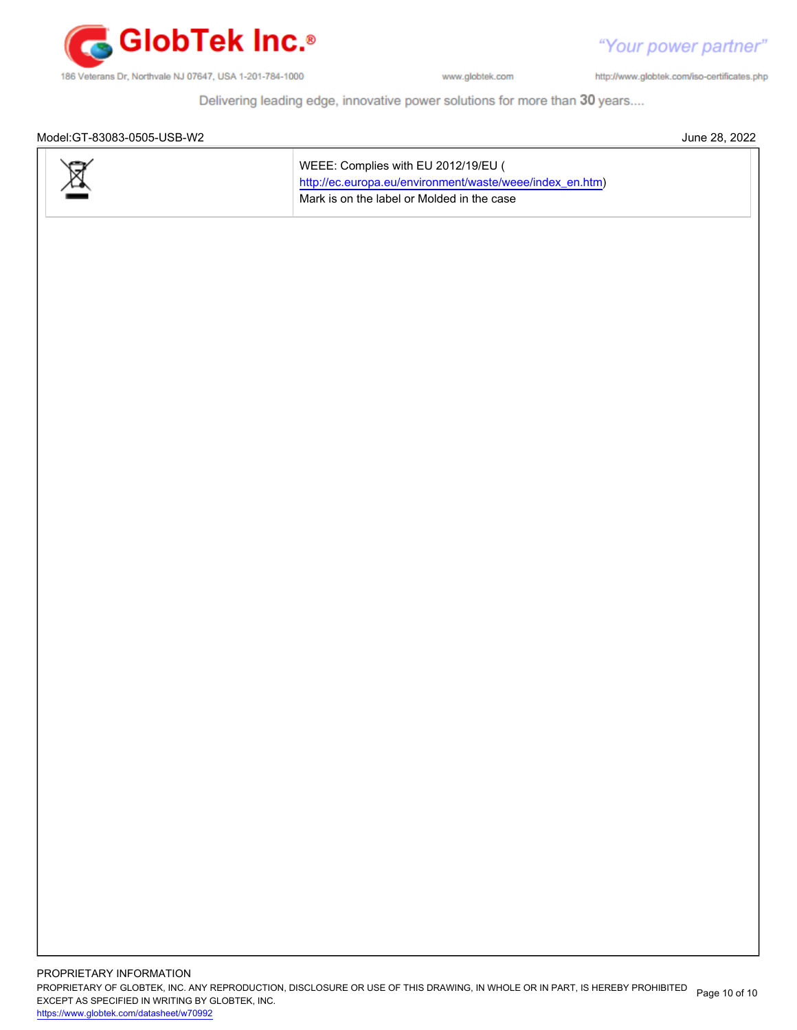Model:GT-83083-0505-USB-W2 June 28, 2022

| | |
|---|---|
| | WEEE: Complies with EU 2012/19/EU ( http://ec.europa.eu/environment/waste/weee/index_en.htm) Mark is on the label or Molded in the case |

PROPRIETARY INFORMATION

PROPRIETARY OF GLOBTEK, INC. ANY REPRODUCTION, DISCLOSURE OR USE OF THIS DRAWING, IN WHOLE OR IN PART, IS HEREBY PROHIBITED EXCEPT AS SPECIFIED IN WRITING BY GLOBTEK, INC.

https://www.globtek.com/datasheet/w70992